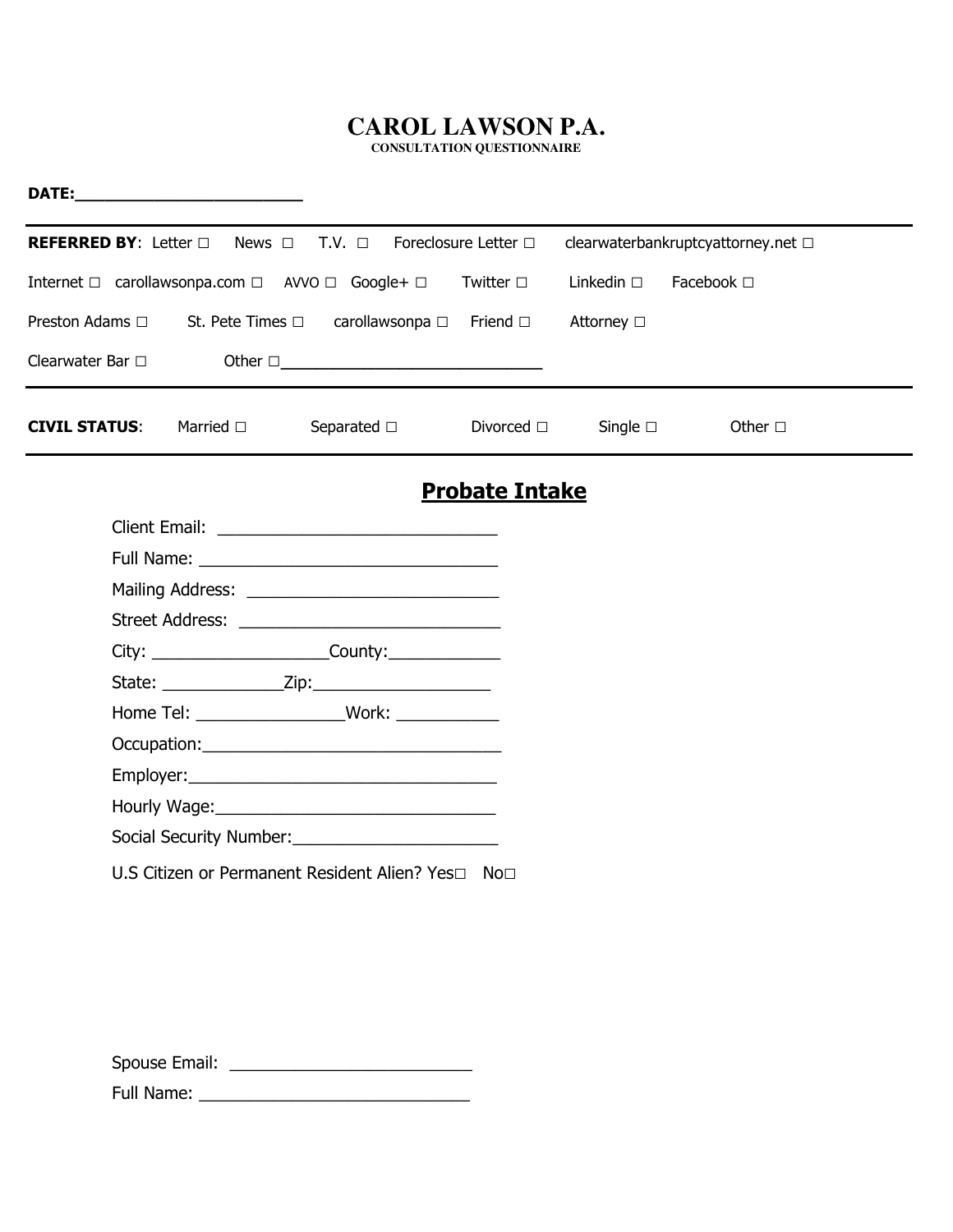# CAROL LAWSON P.A.

**CONSULTATION QUESTIONNAIRE**

**DATE:________________________**

---

**REFERRED BY**: Letter □ News □ T.V. □ Foreclosure Letter □ clearwaterbankruptcyattorney.net □

Internet □ carollawsonpa.com □ AVVO □ Google+ □ Twitter □ Linkedin □ Facebook □

Preston Adams □ St. Pete Times □ carollawsonpa □ Friend □ Attorney □

Clearwater Bar □ Other □______________________________

---

**CIVIL STATUS**: Married □ Separated □ Divorced □ Single □ Other □

---

## Probate Intake

Client Email: ______________________________

Full Name: ________________________________

Mailing Address: ___________________________

Street Address: ____________________________

City: ___________________County:____________

State: _____________Zip:___________________

Home Tel: ________________Work: ___________

Occupation:________________________________

Employer:_________________________________

Hourly Wage:______________________________

Social Security Number:______________________

U.S Citizen or Permanent Resident Alien? Yes□ No□

Spouse Email: __________________________

Full Name: _____________________________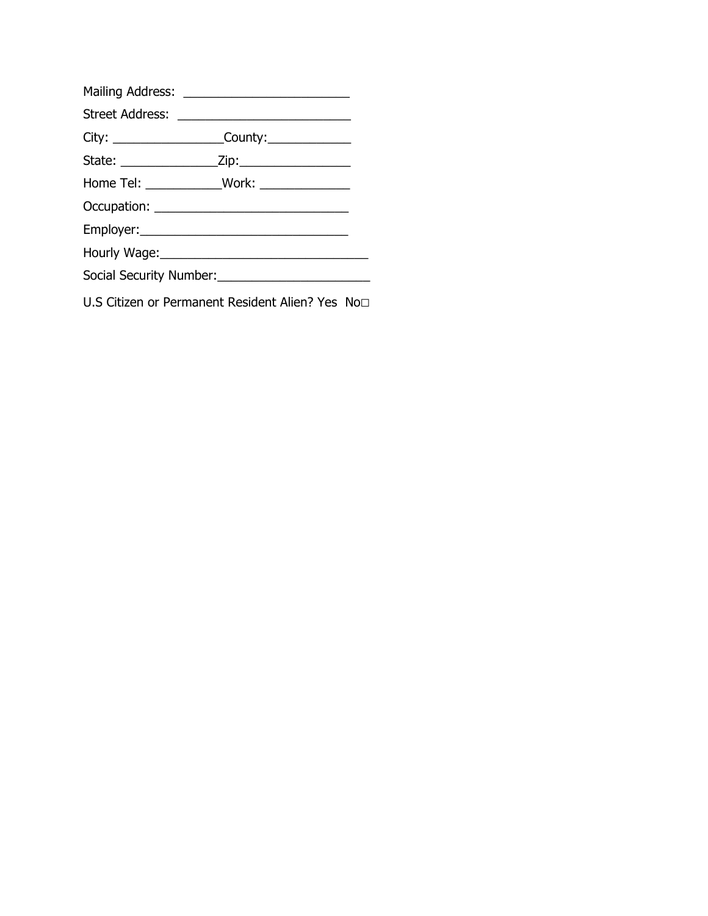Mailing Address: ________________________

Street Address: _________________________

City: ________________County:____________

State: ______________Zip:________________

Home Tel: ___________Work: _____________

Occupation: ____________________________

Employer:______________________________

Hourly Wage:______________________________

Social Security Number:______________________

U.S Citizen or Permanent Resident Alien? Yes No□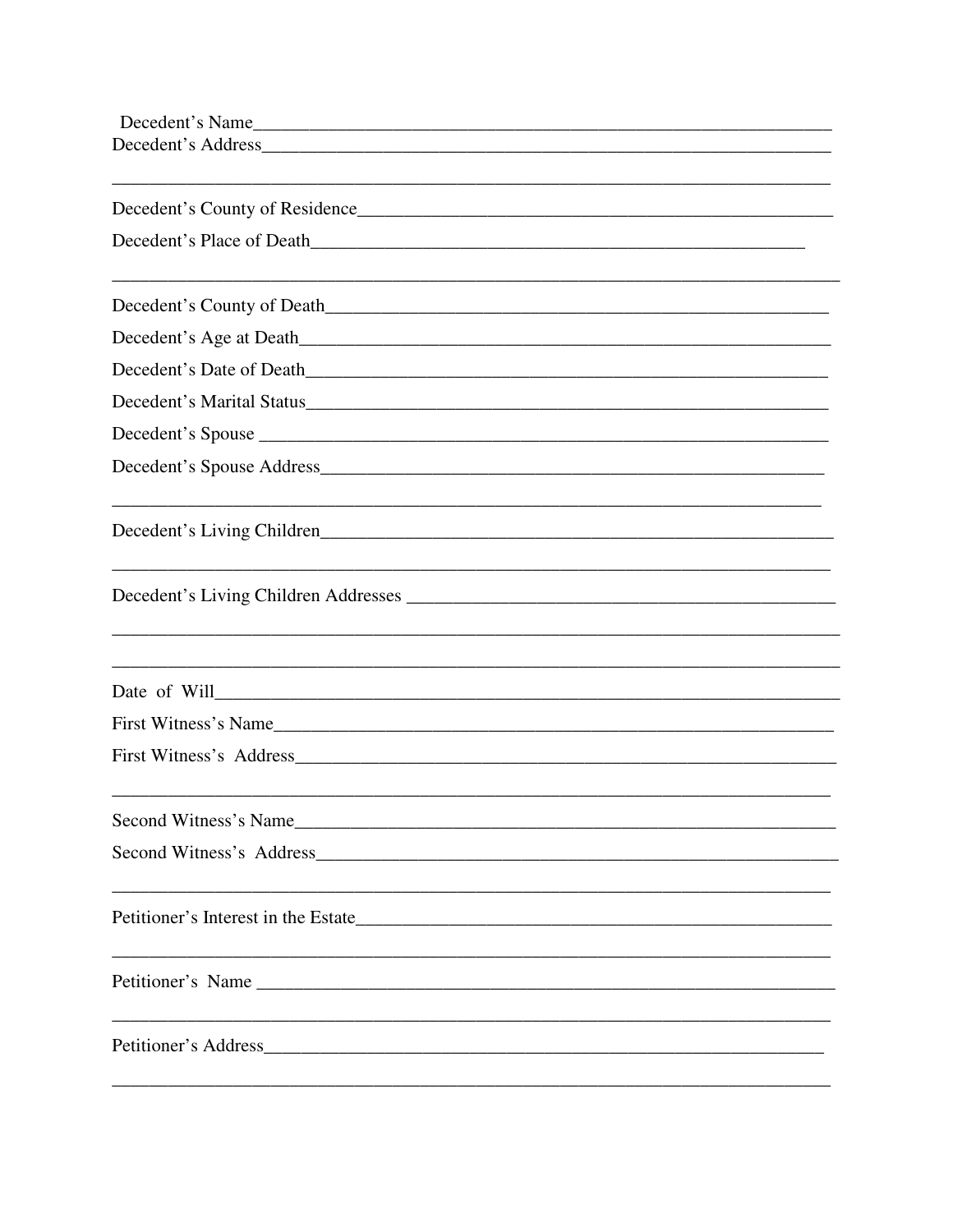Decedent's Name_______________________________________________________________

Decedent's Address_____________________________________________________________

_______________________________________________________________________________

Decedent's County of Residence__________________________________________________

Decedent's Place of Death______________________________________________________

_______________________________________________________________________________

Decedent's County of Death_____________________________________________________

Decedent's Age at Death________________________________________________________

Decedent's Date of Death_______________________________________________________

Decedent's Marital Status_______________________________________________________

Decedent's Spouse ____________________________________________________________

Decedent's Spouse Address______________________________________________________

_______________________________________________________________________________

Decedent's Living Children______________________________________________________

_______________________________________________________________________________

Decedent's Living Children Addresses _____________________________________________

_______________________________________________________________________________

_______________________________________________________________________________

Date of Will___________________________________________________________________

First Witness's Name____________________________________________________________

First Witness's Address__________________________________________________________

_______________________________________________________________________________

Second Witness's Name__________________________________________________________

Second Witness's Address________________________________________________________

_______________________________________________________________________________

Petitioner's Interest in the Estate__________________________________________________

_______________________________________________________________________________

Petitioner's Name ______________________________________________________________

_______________________________________________________________________________

Petitioner's Address_____________________________________________________________

_______________________________________________________________________________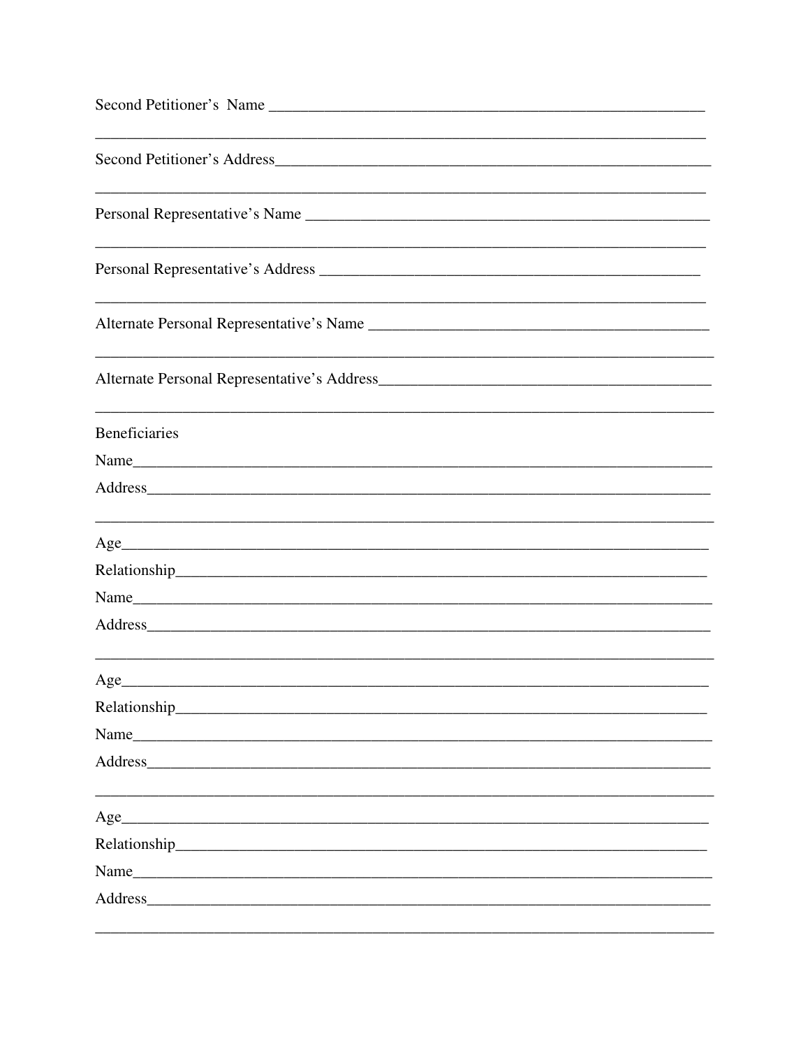Second Petitioner's Name ________________________________________________________

________________________________________________________________________________

Second Petitioner's Address______________________________________________________

________________________________________________________________________________

Personal Representative's Name __________________________________________________

________________________________________________________________________________

Personal Representative's Address _______________________________________________

________________________________________________________________________________

Alternate Personal Representative's Name _________________________________________

________________________________________________________________________________

Alternate Personal Representative's Address_______________________________________

________________________________________________________________________________

Beneficiaries

Name___________________________________________________________________________

Address_________________________________________________________________________

________________________________________________________________________________

Age____________________________________________________________________________

Relationship____________________________________________________________________

Name___________________________________________________________________________

Address_________________________________________________________________________

________________________________________________________________________________

Age____________________________________________________________________________

Relationship____________________________________________________________________

Name___________________________________________________________________________

Address_________________________________________________________________________

________________________________________________________________________________

Age____________________________________________________________________________

Relationship____________________________________________________________________

Name___________________________________________________________________________

Address_________________________________________________________________________

________________________________________________________________________________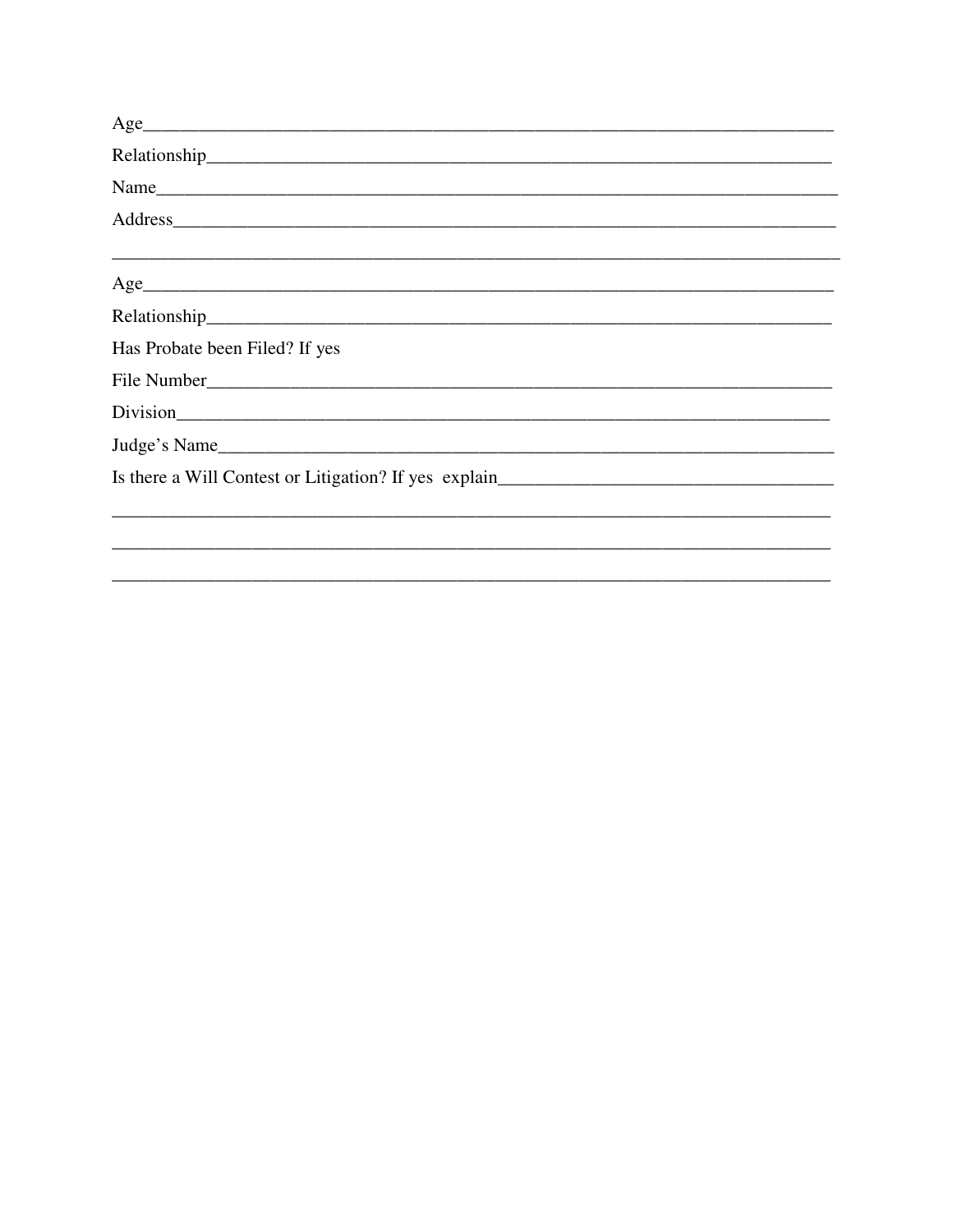Age\_\_\_\_\_\_\_\_\_\_\_\_\_\_\_\_\_\_\_\_\_\_\_\_\_\_\_\_\_\_\_\_\_\_\_\_\_\_\_\_\_\_\_\_\_\_\_\_\_\_\_\_\_\_\_\_\_\_\_\_\_\_\_\_\_\_\_\_\_\_\_\_\_\_

Relationship\_\_\_\_\_\_\_\_\_\_\_\_\_\_\_\_\_\_\_\_\_\_\_\_\_\_\_\_\_\_\_\_\_\_\_\_\_\_\_\_\_\_\_\_\_\_\_\_\_\_\_\_\_\_\_\_\_\_\_\_\_\_\_\_\_\_\_

Name\_\_\_\_\_\_\_\_\_\_\_\_\_\_\_\_\_\_\_\_\_\_\_\_\_\_\_\_\_\_\_\_\_\_\_\_\_\_\_\_\_\_\_\_\_\_\_\_\_\_\_\_\_\_\_\_\_\_\_\_\_\_\_\_\_\_\_\_\_\_\_\_\_

Address\_\_\_\_\_\_\_\_\_\_\_\_\_\_\_\_\_\_\_\_\_\_\_\_\_\_\_\_\_\_\_\_\_\_\_\_\_\_\_\_\_\_\_\_\_\_\_\_\_\_\_\_\_\_\_\_\_\_\_\_\_\_\_\_\_\_\_\_\_\_

\_\_\_\_\_\_\_\_\_\_\_\_\_\_\_\_\_\_\_\_\_\_\_\_\_\_\_\_\_\_\_\_\_\_\_\_\_\_\_\_\_\_\_\_\_\_\_\_\_\_\_\_\_\_\_\_\_\_\_\_\_\_\_\_\_\_\_\_\_\_\_\_\_\_\_\_\_\_\_\_

Age\_\_\_\_\_\_\_\_\_\_\_\_\_\_\_\_\_\_\_\_\_\_\_\_\_\_\_\_\_\_\_\_\_\_\_\_\_\_\_\_\_\_\_\_\_\_\_\_\_\_\_\_\_\_\_\_\_\_\_\_\_\_\_\_\_\_\_\_\_\_\_\_\_\_

Relationship\_\_\_\_\_\_\_\_\_\_\_\_\_\_\_\_\_\_\_\_\_\_\_\_\_\_\_\_\_\_\_\_\_\_\_\_\_\_\_\_\_\_\_\_\_\_\_\_\_\_\_\_\_\_\_\_\_\_\_\_\_\_\_\_\_\_\_

Has Probate been Filed? If yes

File Number\_\_\_\_\_\_\_\_\_\_\_\_\_\_\_\_\_\_\_\_\_\_\_\_\_\_\_\_\_\_\_\_\_\_\_\_\_\_\_\_\_\_\_\_\_\_\_\_\_\_\_\_\_\_\_\_\_\_\_\_\_\_\_\_\_\_\_

Division\_\_\_\_\_\_\_\_\_\_\_\_\_\_\_\_\_\_\_\_\_\_\_\_\_\_\_\_\_\_\_\_\_\_\_\_\_\_\_\_\_\_\_\_\_\_\_\_\_\_\_\_\_\_\_\_\_\_\_\_\_\_\_\_\_\_\_\_\_

Judge's Name\_\_\_\_\_\_\_\_\_\_\_\_\_\_\_\_\_\_\_\_\_\_\_\_\_\_\_\_\_\_\_\_\_\_\_\_\_\_\_\_\_\_\_\_\_\_\_\_\_\_\_\_\_\_\_\_\_\_\_\_\_\_\_\_\_\_

Is there a Will Contest or Litigation? If yes explain\_\_\_\_\_\_\_\_\_\_\_\_\_\_\_\_\_\_\_\_\_\_\_\_\_\_\_\_\_\_\_\_\_\_\_\_

\_\_\_\_\_\_\_\_\_\_\_\_\_\_\_\_\_\_\_\_\_\_\_\_\_\_\_\_\_\_\_\_\_\_\_\_\_\_\_\_\_\_\_\_\_\_\_\_\_\_\_\_\_\_\_\_\_\_\_\_\_\_\_\_\_\_\_\_\_\_\_\_\_\_\_\_\_\_

\_\_\_\_\_\_\_\_\_\_\_\_\_\_\_\_\_\_\_\_\_\_\_\_\_\_\_\_\_\_\_\_\_\_\_\_\_\_\_\_\_\_\_\_\_\_\_\_\_\_\_\_\_\_\_\_\_\_\_\_\_\_\_\_\_\_\_\_\_\_\_\_\_\_\_\_\_\_

\_\_\_\_\_\_\_\_\_\_\_\_\_\_\_\_\_\_\_\_\_\_\_\_\_\_\_\_\_\_\_\_\_\_\_\_\_\_\_\_\_\_\_\_\_\_\_\_\_\_\_\_\_\_\_\_\_\_\_\_\_\_\_\_\_\_\_\_\_\_\_\_\_\_\_\_\_\_